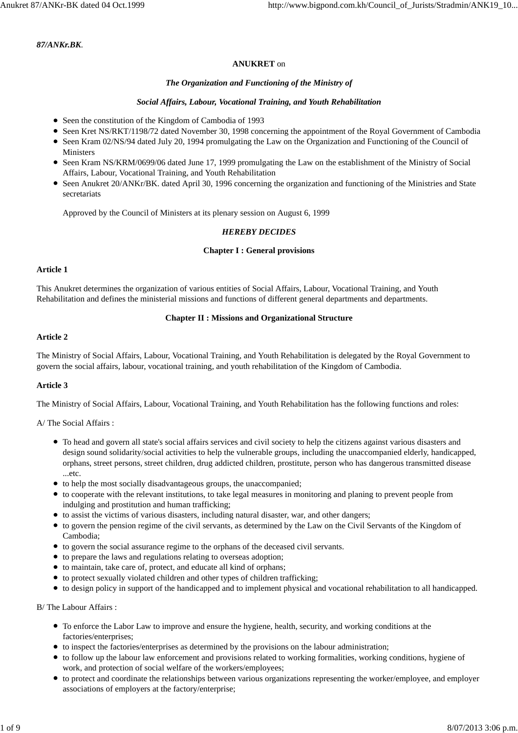***87/ANKr.BK*.**

**ANUKRET** on

***The Organization and Functioning of the Ministry of***

***Social Affairs, Labour, Vocational Training, and Youth Rehabilitation***

- Seen the constitution of the Kingdom of Cambodia of 1993
- Seen Kret NS/RKT/1198/72 dated November 30, 1998 concerning the appointment of the Royal Government of Cambodia
- Seen Kram 02/NS/94 dated July 20, 1994 promulgating the Law on the Organization and Functioning of the Council of Ministers
- Seen Kram NS/KRM/0699/06 dated June 17, 1999 promulgating the Law on the establishment of the Ministry of Social Affairs, Labour, Vocational Training, and Youth Rehabilitation
- Seen Anukret 20/ANKr/BK. dated April 30, 1996 concerning the organization and functioning of the Ministries and State secretariats

  Approved by the Council of Ministers at its plenary session on August 6, 1999

***HEREBY DECIDES***

**Chapter I : General provisions**

**Article 1**

This Anukret determines the organization of various entities of Social Affairs, Labour, Vocational Training, and Youth Rehabilitation and defines the ministerial missions and functions of different general departments and departments.

**Chapter II : Missions and Organizational Structure**

**Article 2**

The Ministry of Social Affairs, Labour, Vocational Training, and Youth Rehabilitation is delegated by the Royal Government to govern the social affairs, labour, vocational training, and youth rehabilitation of the Kingdom of Cambodia.

**Article 3**

The Ministry of Social Affairs, Labour, Vocational Training, and Youth Rehabilitation has the following functions and roles:

A/ The Social Affairs :

- To head and govern all state's social affairs services and civil society to help the citizens against various disasters and design sound solidarity/social activities to help the vulnerable groups, including the unaccompanied elderly, handicapped, orphans, street persons, street children, drug addicted children, prostitute, person who has dangerous transmitted disease ...etc.
- to help the most socially disadvantageous groups, the unaccompanied;
- to cooperate with the relevant institutions, to take legal measures in monitoring and planing to prevent people from indulging and prostitution and human trafficking;
- to assist the victims of various disasters, including natural disaster, war, and other dangers;
- to govern the pension regime of the civil servants, as determined by the Law on the Civil Servants of the Kingdom of Cambodia;
- to govern the social assurance regime to the orphans of the deceased civil servants.
- to prepare the laws and regulations relating to overseas adoption;
- to maintain, take care of, protect, and educate all kind of orphans;
- to protect sexually violated children and other types of children trafficking;
- to design policy in support of the handicapped and to implement physical and vocational rehabilitation to all handicapped.

B/ The Labour Affairs :

- To enforce the Labor Law to improve and ensure the hygiene, health, security, and working conditions at the factories/enterprises;
- to inspect the factories/enterprises as determined by the provisions on the labour administration;
- to follow up the labour law enforcement and provisions related to working formalities, working conditions, hygiene of work, and protection of social welfare of the workers/employees;
- to protect and coordinate the relationships between various organizations representing the worker/employee, and employer associations of employers at the factory/enterprise;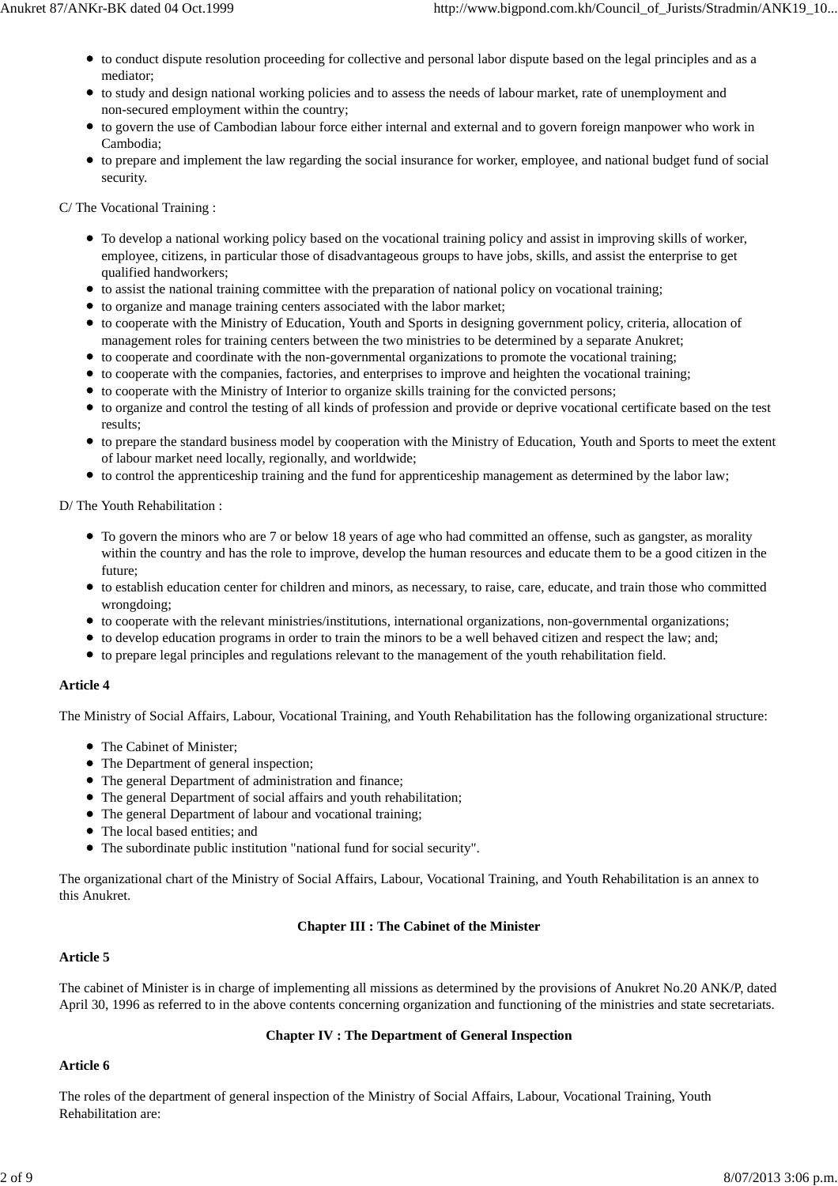- to conduct dispute resolution proceeding for collective and personal labor dispute based on the legal principles and as a mediator;
- to study and design national working policies and to assess the needs of labour market, rate of unemployment and non-secured employment within the country;
- to govern the use of Cambodian labour force either internal and external and to govern foreign manpower who work in Cambodia;
- to prepare and implement the law regarding the social insurance for worker, employee, and national budget fund of social security.

C/ The Vocational Training :

- To develop a national working policy based on the vocational training policy and assist in improving skills of worker, employee, citizens, in particular those of disadvantageous groups to have jobs, skills, and assist the enterprise to get qualified handworkers;
- to assist the national training committee with the preparation of national policy on vocational training;
- to organize and manage training centers associated with the labor market;
- to cooperate with the Ministry of Education, Youth and Sports in designing government policy, criteria, allocation of management roles for training centers between the two ministries to be determined by a separate Anukret;
- to cooperate and coordinate with the non-governmental organizations to promote the vocational training;
- to cooperate with the companies, factories, and enterprises to improve and heighten the vocational training;
- to cooperate with the Ministry of Interior to organize skills training for the convicted persons;
- to organize and control the testing of all kinds of profession and provide or deprive vocational certificate based on the test results;
- to prepare the standard business model by cooperation with the Ministry of Education, Youth and Sports to meet the extent of labour market need locally, regionally, and worldwide;
- to control the apprenticeship training and the fund for apprenticeship management as determined by the labor law;

D/ The Youth Rehabilitation :

- To govern the minors who are 7 or below 18 years of age who had committed an offense, such as gangster, as morality within the country and has the role to improve, develop the human resources and educate them to be a good citizen in the future;
- to establish education center for children and minors, as necessary, to raise, care, educate, and train those who committed wrongdoing;
- to cooperate with the relevant ministries/institutions, international organizations, non-governmental organizations;
- to develop education programs in order to train the minors to be a well behaved citizen and respect the law; and;
- to prepare legal principles and regulations relevant to the management of the youth rehabilitation field.

**Article 4**

The Ministry of Social Affairs, Labour, Vocational Training, and Youth Rehabilitation has the following organizational structure:

- The Cabinet of Minister;
- The Department of general inspection;
- The general Department of administration and finance;
- The general Department of social affairs and youth rehabilitation;
- The general Department of labour and vocational training;
- The local based entities; and
- The subordinate public institution "national fund for social security".

The organizational chart of the Ministry of Social Affairs, Labour, Vocational Training, and Youth Rehabilitation is an annex to this Anukret.

## Chapter III : The Cabinet of the Minister

**Article 5**

The cabinet of Minister is in charge of implementing all missions as determined by the provisions of Anukret No.20 ANK/P, dated April 30, 1996 as referred to in the above contents concerning organization and functioning of the ministries and state secretariats.

## Chapter IV : The Department of General Inspection

**Article 6**

The roles of the department of general inspection of the Ministry of Social Affairs, Labour, Vocational Training, Youth Rehabilitation are: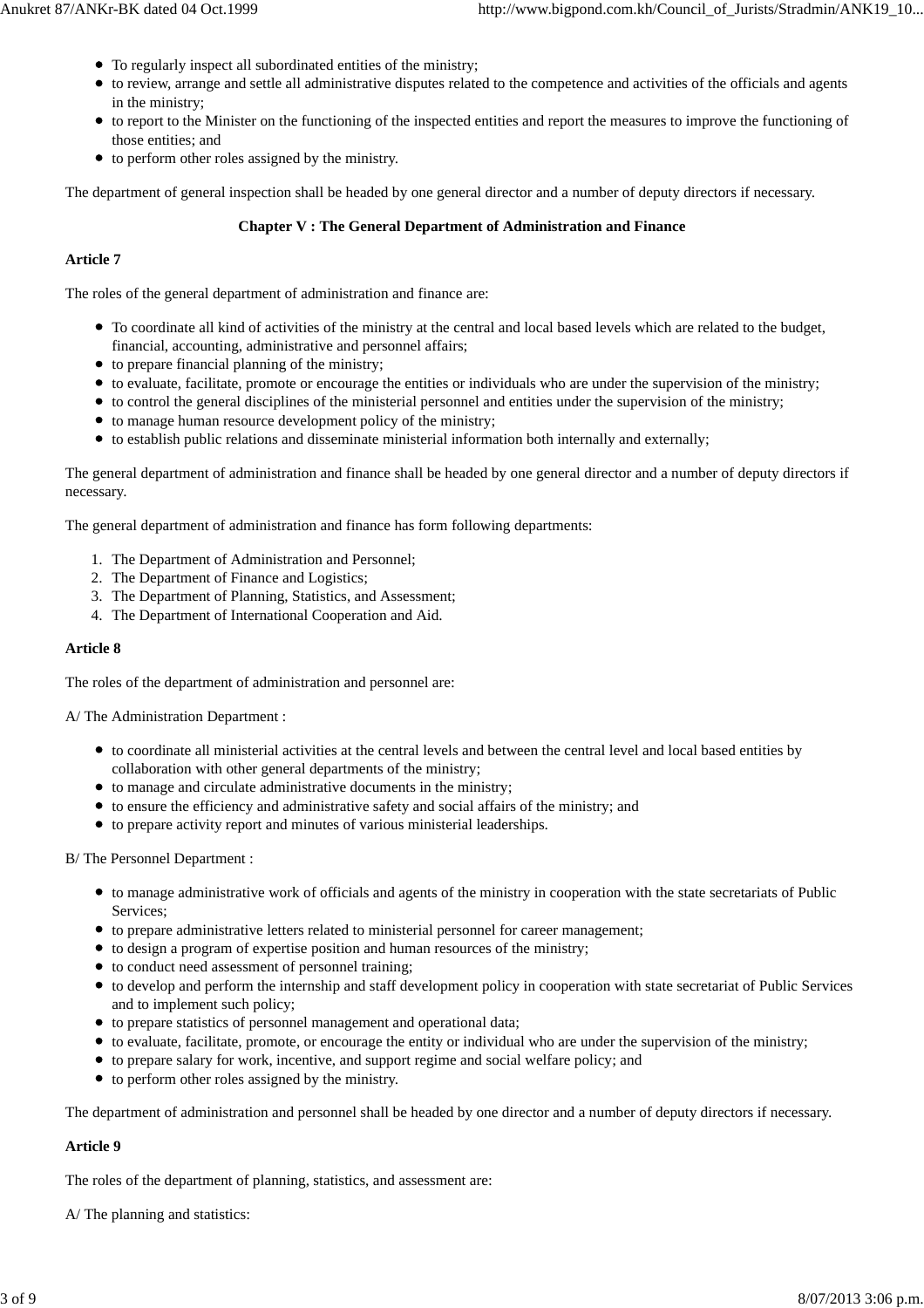- To regularly inspect all subordinated entities of the ministry;
- to review, arrange and settle all administrative disputes related to the competence and activities of the officials and agents in the ministry;
- to report to the Minister on the functioning of the inspected entities and report the measures to improve the functioning of those entities; and
- to perform other roles assigned by the ministry.

The department of general inspection shall be headed by one general director and a number of deputy directors if necessary.

## Chapter V : The General Department of Administration and Finance

**Article 7**

The roles of the general department of administration and finance are:

- To coordinate all kind of activities of the ministry at the central and local based levels which are related to the budget, financial, accounting, administrative and personnel affairs;
- to prepare financial planning of the ministry;
- to evaluate, facilitate, promote or encourage the entities or individuals who are under the supervision of the ministry;
- to control the general disciplines of the ministerial personnel and entities under the supervision of the ministry;
- to manage human resource development policy of the ministry;
- to establish public relations and disseminate ministerial information both internally and externally;

The general department of administration and finance shall be headed by one general director and a number of deputy directors if necessary.

The general department of administration and finance has form following departments:

1. The Department of Administration and Personnel;
2. The Department of Finance and Logistics;
3. The Department of Planning, Statistics, and Assessment;
4. The Department of International Cooperation and Aid.

**Article 8**

The roles of the department of administration and personnel are:

A/ The Administration Department :

- to coordinate all ministerial activities at the central levels and between the central level and local based entities by collaboration with other general departments of the ministry;
- to manage and circulate administrative documents in the ministry;
- to ensure the efficiency and administrative safety and social affairs of the ministry; and
- to prepare activity report and minutes of various ministerial leaderships.

B/ The Personnel Department :

- to manage administrative work of officials and agents of the ministry in cooperation with the state secretariats of Public Services;
- to prepare administrative letters related to ministerial personnel for career management;
- to design a program of expertise position and human resources of the ministry;
- to conduct need assessment of personnel training;
- to develop and perform the internship and staff development policy in cooperation with state secretariat of Public Services and to implement such policy;
- to prepare statistics of personnel management and operational data;
- to evaluate, facilitate, promote, or encourage the entity or individual who are under the supervision of the ministry;
- to prepare salary for work, incentive, and support regime and social welfare policy; and
- to perform other roles assigned by the ministry.

The department of administration and personnel shall be headed by one director and a number of deputy directors if necessary.

**Article 9**

The roles of the department of planning, statistics, and assessment are:

A/ The planning and statistics: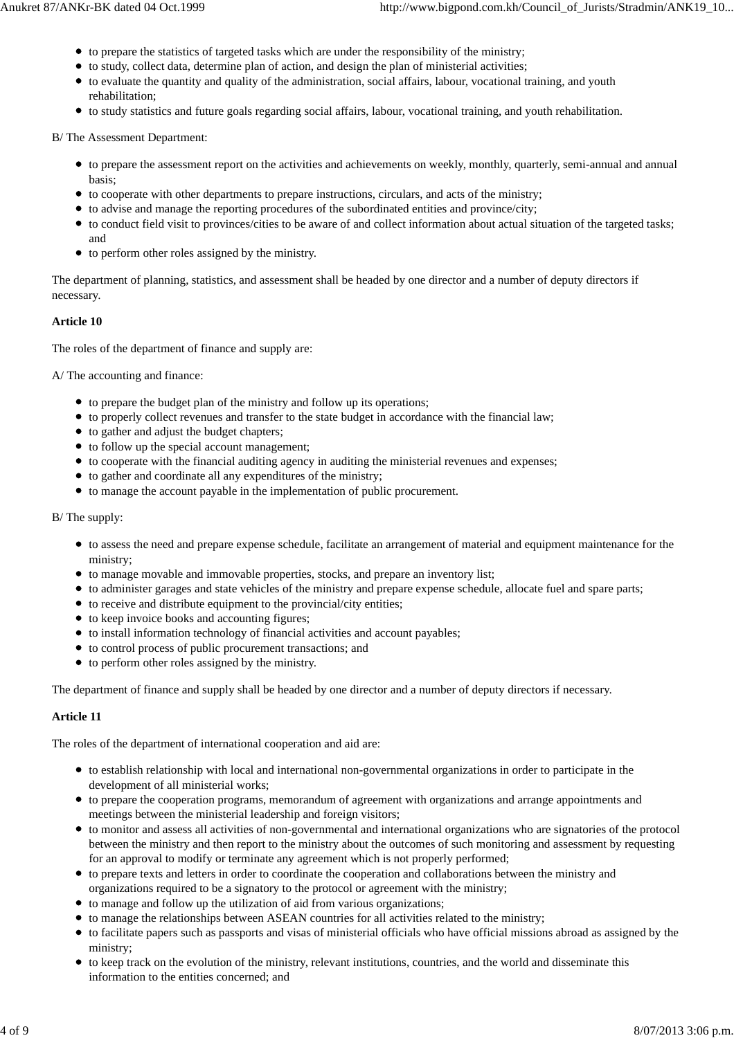- to prepare the statistics of targeted tasks which are under the responsibility of the ministry;
- to study, collect data, determine plan of action, and design the plan of ministerial activities;
- to evaluate the quantity and quality of the administration, social affairs, labour, vocational training, and youth rehabilitation;
- to study statistics and future goals regarding social affairs, labour, vocational training, and youth rehabilitation.

B/ The Assessment Department:

- to prepare the assessment report on the activities and achievements on weekly, monthly, quarterly, semi-annual and annual basis;
- to cooperate with other departments to prepare instructions, circulars, and acts of the ministry;
- to advise and manage the reporting procedures of the subordinated entities and province/city;
- to conduct field visit to provinces/cities to be aware of and collect information about actual situation of the targeted tasks; and
- to perform other roles assigned by the ministry.

The department of planning, statistics, and assessment shall be headed by one director and a number of deputy directors if necessary.

**Article 10**

The roles of the department of finance and supply are:

A/ The accounting and finance:

- to prepare the budget plan of the ministry and follow up its operations;
- to properly collect revenues and transfer to the state budget in accordance with the financial law;
- to gather and adjust the budget chapters;
- to follow up the special account management;
- to cooperate with the financial auditing agency in auditing the ministerial revenues and expenses;
- to gather and coordinate all any expenditures of the ministry;
- to manage the account payable in the implementation of public procurement.

B/ The supply:

- to assess the need and prepare expense schedule, facilitate an arrangement of material and equipment maintenance for the ministry;
- to manage movable and immovable properties, stocks, and prepare an inventory list;
- to administer garages and state vehicles of the ministry and prepare expense schedule, allocate fuel and spare parts;
- to receive and distribute equipment to the provincial/city entities;
- to keep invoice books and accounting figures;
- to install information technology of financial activities and account payables;
- to control process of public procurement transactions; and
- to perform other roles assigned by the ministry.

The department of finance and supply shall be headed by one director and a number of deputy directors if necessary.

**Article 11**

The roles of the department of international cooperation and aid are:

- to establish relationship with local and international non-governmental organizations in order to participate in the development of all ministerial works;
- to prepare the cooperation programs, memorandum of agreement with organizations and arrange appointments and meetings between the ministerial leadership and foreign visitors;
- to monitor and assess all activities of non-governmental and international organizations who are signatories of the protocol between the ministry and then report to the ministry about the outcomes of such monitoring and assessment by requesting for an approval to modify or terminate any agreement which is not properly performed;
- to prepare texts and letters in order to coordinate the cooperation and collaborations between the ministry and organizations required to be a signatory to the protocol or agreement with the ministry;
- to manage and follow up the utilization of aid from various organizations;
- to manage the relationships between ASEAN countries for all activities related to the ministry;
- to facilitate papers such as passports and visas of ministerial officials who have official missions abroad as assigned by the ministry;
- to keep track on the evolution of the ministry, relevant institutions, countries, and the world and disseminate this information to the entities concerned; and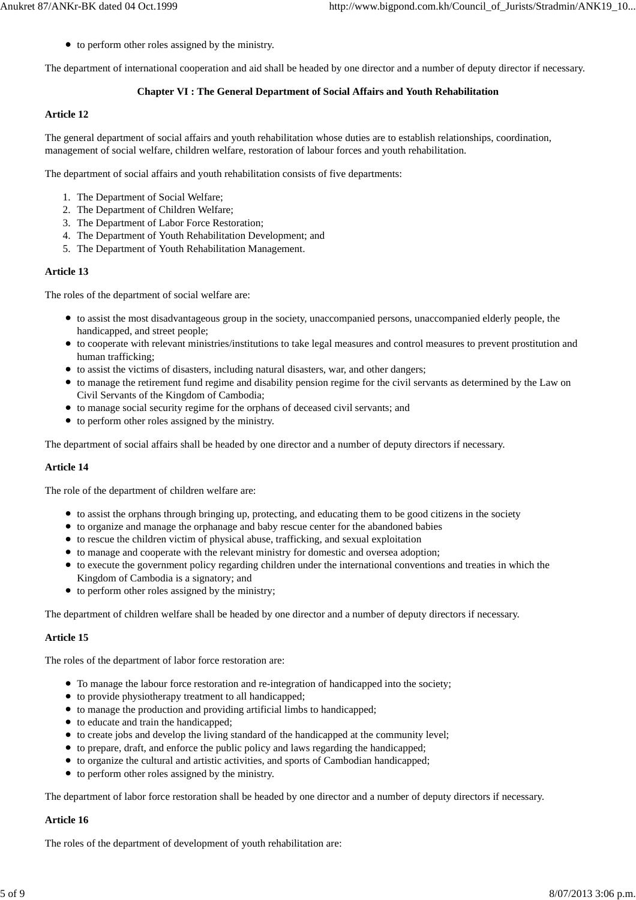- to perform other roles assigned by the ministry.

The department of international cooperation and aid shall be headed by one director and a number of deputy director if necessary.

## Chapter VI : The General Department of Social Affairs and Youth Rehabilitation

### Article 12

The general department of social affairs and youth rehabilitation whose duties are to establish relationships, coordination, management of social welfare, children welfare, restoration of labour forces and youth rehabilitation.

The department of social affairs and youth rehabilitation consists of five departments:

1. The Department of Social Welfare;
2. The Department of Children Welfare;
3. The Department of Labor Force Restoration;
4. The Department of Youth Rehabilitation Development; and
5. The Department of Youth Rehabilitation Management.

### Article 13

The roles of the department of social welfare are:

- to assist the most disadvantageous group in the society, unaccompanied persons, unaccompanied elderly people, the handicapped, and street people;
- to cooperate with relevant ministries/institutions to take legal measures and control measures to prevent prostitution and human trafficking;
- to assist the victims of disasters, including natural disasters, war, and other dangers;
- to manage the retirement fund regime and disability pension regime for the civil servants as determined by the Law on Civil Servants of the Kingdom of Cambodia;
- to manage social security regime for the orphans of deceased civil servants; and
- to perform other roles assigned by the ministry.

The department of social affairs shall be headed by one director and a number of deputy directors if necessary.

### Article 14

The role of the department of children welfare are:

- to assist the orphans through bringing up, protecting, and educating them to be good citizens in the society
- to organize and manage the orphanage and baby rescue center for the abandoned babies
- to rescue the children victim of physical abuse, trafficking, and sexual exploitation
- to manage and cooperate with the relevant ministry for domestic and oversea adoption;
- to execute the government policy regarding children under the international conventions and treaties in which the Kingdom of Cambodia is a signatory; and
- to perform other roles assigned by the ministry;

The department of children welfare shall be headed by one director and a number of deputy directors if necessary.

### Article 15

The roles of the department of labor force restoration are:

- To manage the labour force restoration and re-integration of handicapped into the society;
- to provide physiotherapy treatment to all handicapped;
- to manage the production and providing artificial limbs to handicapped;
- to educate and train the handicapped;
- to create jobs and develop the living standard of the handicapped at the community level;
- to prepare, draft, and enforce the public policy and laws regarding the handicapped;
- to organize the cultural and artistic activities, and sports of Cambodian handicapped;
- to perform other roles assigned by the ministry.

The department of labor force restoration shall be headed by one director and a number of deputy directors if necessary.

### Article 16

The roles of the department of development of youth rehabilitation are: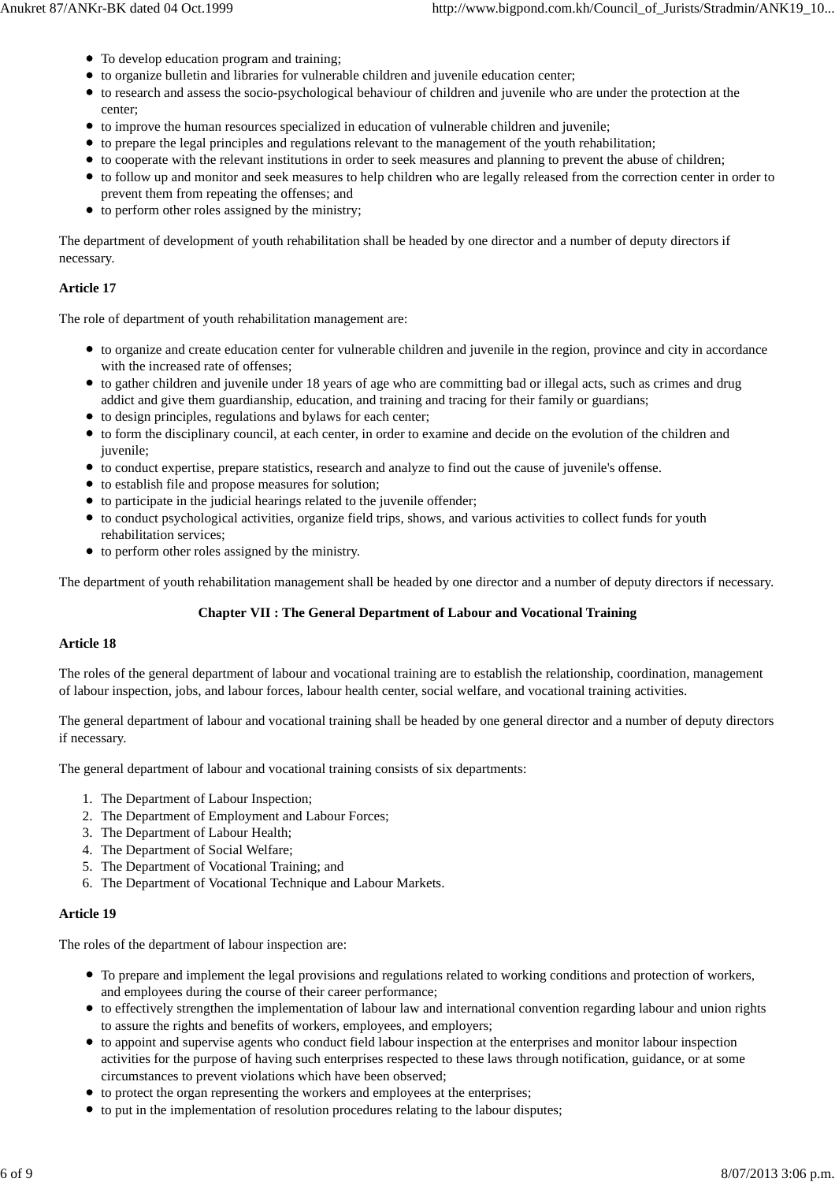- To develop education program and training;
- to organize bulletin and libraries for vulnerable children and juvenile education center;
- to research and assess the socio-psychological behaviour of children and juvenile who are under the protection at the center;
- to improve the human resources specialized in education of vulnerable children and juvenile;
- to prepare the legal principles and regulations relevant to the management of the youth rehabilitation;
- to cooperate with the relevant institutions in order to seek measures and planning to prevent the abuse of children;
- to follow up and monitor and seek measures to help children who are legally released from the correction center in order to prevent them from repeating the offenses; and
- to perform other roles assigned by the ministry;

The department of development of youth rehabilitation shall be headed by one director and a number of deputy directors if necessary.

**Article 17**

The role of department of youth rehabilitation management are:

- to organize and create education center for vulnerable children and juvenile in the region, province and city in accordance with the increased rate of offenses;
- to gather children and juvenile under 18 years of age who are committing bad or illegal acts, such as crimes and drug addict and give them guardianship, education, and training and tracing for their family or guardians;
- to design principles, regulations and bylaws for each center;
- to form the disciplinary council, at each center, in order to examine and decide on the evolution of the children and juvenile;
- to conduct expertise, prepare statistics, research and analyze to find out the cause of juvenile's offense.
- to establish file and propose measures for solution;
- to participate in the judicial hearings related to the juvenile offender;
- to conduct psychological activities, organize field trips, shows, and various activities to collect funds for youth rehabilitation services;
- to perform other roles assigned by the ministry.

The department of youth rehabilitation management shall be headed by one director and a number of deputy directors if necessary.

## Chapter VII : The General Department of Labour and Vocational Training

**Article 18**

The roles of the general department of labour and vocational training are to establish the relationship, coordination, management of labour inspection, jobs, and labour forces, labour health center, social welfare, and vocational training activities.

The general department of labour and vocational training shall be headed by one general director and a number of deputy directors if necessary.

The general department of labour and vocational training consists of six departments:

1. The Department of Labour Inspection;
2. The Department of Employment and Labour Forces;
3. The Department of Labour Health;
4. The Department of Social Welfare;
5. The Department of Vocational Training; and
6. The Department of Vocational Technique and Labour Markets.

**Article 19**

The roles of the department of labour inspection are:

- To prepare and implement the legal provisions and regulations related to working conditions and protection of workers, and employees during the course of their career performance;
- to effectively strengthen the implementation of labour law and international convention regarding labour and union rights to assure the rights and benefits of workers, employees, and employers;
- to appoint and supervise agents who conduct field labour inspection at the enterprises and monitor labour inspection activities for the purpose of having such enterprises respected to these laws through notification, guidance, or at some circumstances to prevent violations which have been observed;
- to protect the organ representing the workers and employees at the enterprises;
- to put in the implementation of resolution procedures relating to the labour disputes;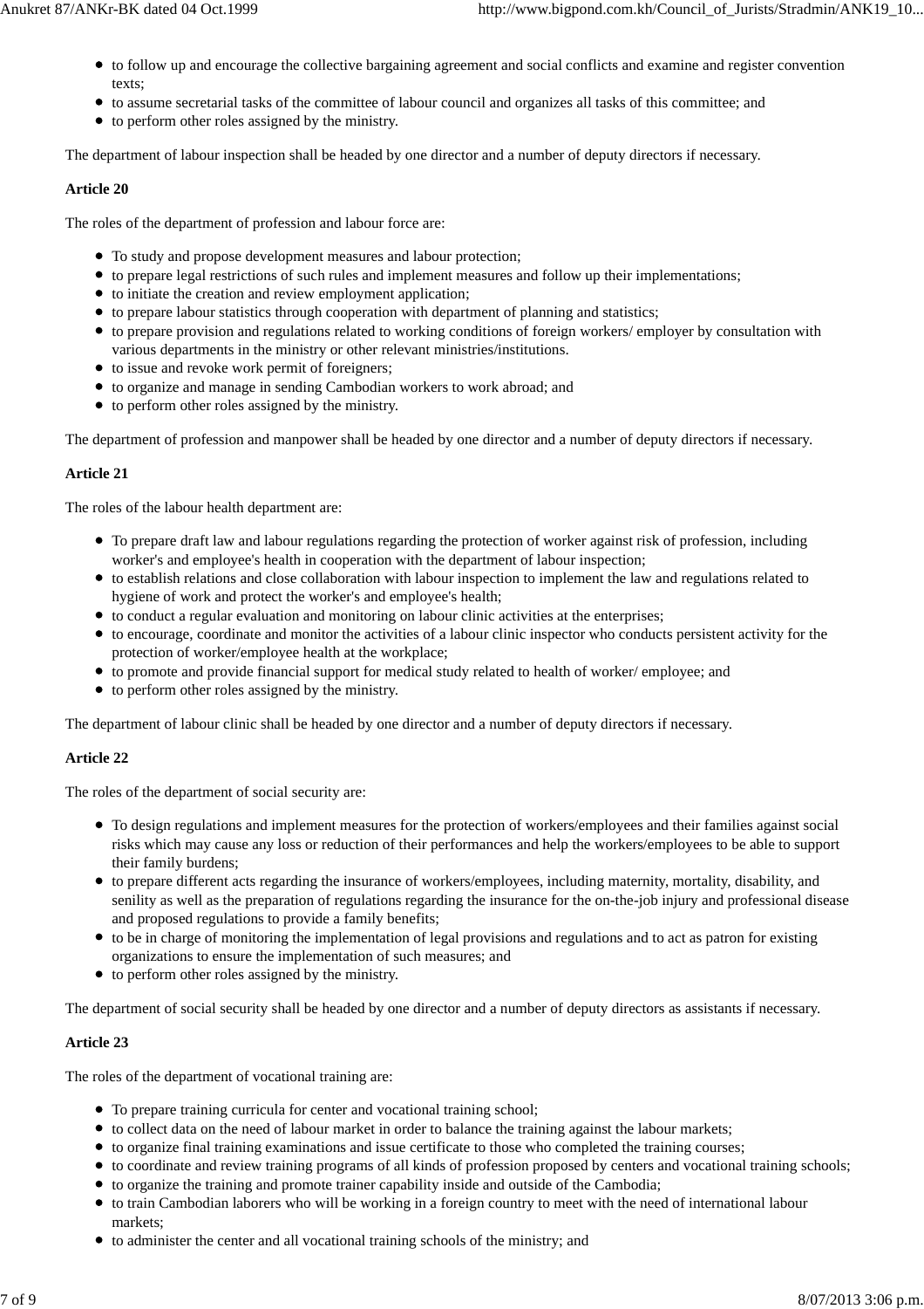- to follow up and encourage the collective bargaining agreement and social conflicts and examine and register convention texts;
- to assume secretarial tasks of the committee of labour council and organizes all tasks of this committee; and
- to perform other roles assigned by the ministry.

The department of labour inspection shall be headed by one director and a number of deputy directors if necessary.

**Article 20**

The roles of the department of profession and labour force are:

- To study and propose development measures and labour protection;
- to prepare legal restrictions of such rules and implement measures and follow up their implementations;
- to initiate the creation and review employment application;
- to prepare labour statistics through cooperation with department of planning and statistics;
- to prepare provision and regulations related to working conditions of foreign workers/ employer by consultation with various departments in the ministry or other relevant ministries/institutions.
- to issue and revoke work permit of foreigners;
- to organize and manage in sending Cambodian workers to work abroad; and
- to perform other roles assigned by the ministry.

The department of profession and manpower shall be headed by one director and a number of deputy directors if necessary.

**Article 21**

The roles of the labour health department are:

- To prepare draft law and labour regulations regarding the protection of worker against risk of profession, including worker's and employee's health in cooperation with the department of labour inspection;
- to establish relations and close collaboration with labour inspection to implement the law and regulations related to hygiene of work and protect the worker's and employee's health;
- to conduct a regular evaluation and monitoring on labour clinic activities at the enterprises;
- to encourage, coordinate and monitor the activities of a labour clinic inspector who conducts persistent activity for the protection of worker/employee health at the workplace;
- to promote and provide financial support for medical study related to health of worker/ employee; and
- to perform other roles assigned by the ministry.

The department of labour clinic shall be headed by one director and a number of deputy directors if necessary.

**Article 22**

The roles of the department of social security are:

- To design regulations and implement measures for the protection of workers/employees and their families against social risks which may cause any loss or reduction of their performances and help the workers/employees to be able to support their family burdens;
- to prepare different acts regarding the insurance of workers/employees, including maternity, mortality, disability, and senility as well as the preparation of regulations regarding the insurance for the on-the-job injury and professional disease and proposed regulations to provide a family benefits;
- to be in charge of monitoring the implementation of legal provisions and regulations and to act as patron for existing organizations to ensure the implementation of such measures; and
- to perform other roles assigned by the ministry.

The department of social security shall be headed by one director and a number of deputy directors as assistants if necessary.

**Article 23**

The roles of the department of vocational training are:

- To prepare training curricula for center and vocational training school;
- to collect data on the need of labour market in order to balance the training against the labour markets;
- to organize final training examinations and issue certificate to those who completed the training courses;
- to coordinate and review training programs of all kinds of profession proposed by centers and vocational training schools;
- to organize the training and promote trainer capability inside and outside of the Cambodia;
- to train Cambodian laborers who will be working in a foreign country to meet with the need of international labour markets;
- to administer the center and all vocational training schools of the ministry; and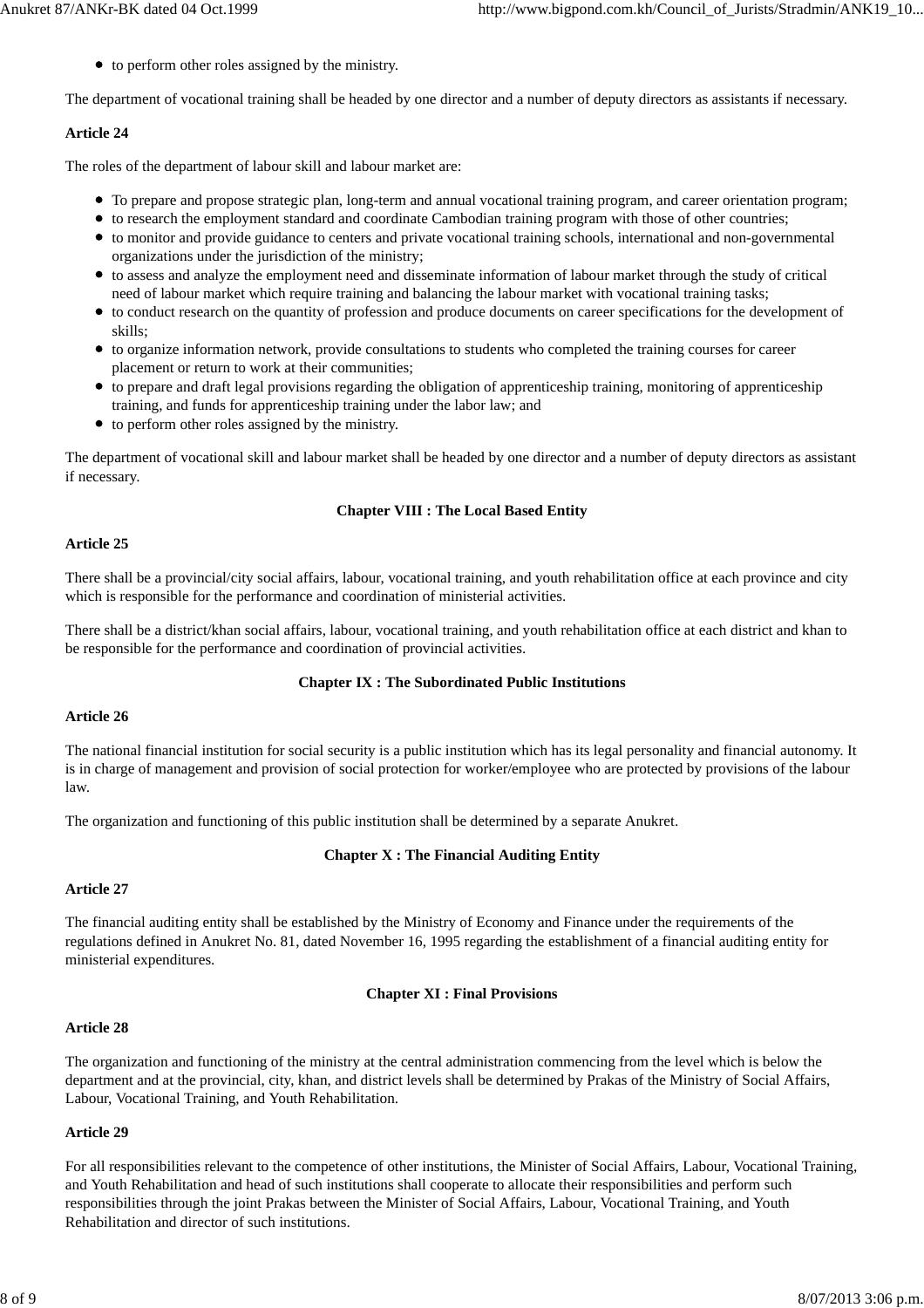- to perform other roles assigned by the ministry.

The department of vocational training shall be headed by one director and a number of deputy directors as assistants if necessary.

**Article 24**

The roles of the department of labour skill and labour market are:

- To prepare and propose strategic plan, long-term and annual vocational training program, and career orientation program;
- to research the employment standard and coordinate Cambodian training program with those of other countries;
- to monitor and provide guidance to centers and private vocational training schools, international and non-governmental organizations under the jurisdiction of the ministry;
- to assess and analyze the employment need and disseminate information of labour market through the study of critical need of labour market which require training and balancing the labour market with vocational training tasks;
- to conduct research on the quantity of profession and produce documents on career specifications for the development of skills;
- to organize information network, provide consultations to students who completed the training courses for career placement or return to work at their communities;
- to prepare and draft legal provisions regarding the obligation of apprenticeship training, monitoring of apprenticeship training, and funds for apprenticeship training under the labor law; and
- to perform other roles assigned by the ministry.

The department of vocational skill and labour market shall be headed by one director and a number of deputy directors as assistant if necessary.

## Chapter VIII : The Local Based Entity

**Article 25**

There shall be a provincial/city social affairs, labour, vocational training, and youth rehabilitation office at each province and city which is responsible for the performance and coordination of ministerial activities.

There shall be a district/khan social affairs, labour, vocational training, and youth rehabilitation office at each district and khan to be responsible for the performance and coordination of provincial activities.

## Chapter IX : The Subordinated Public Institutions

**Article 26**

The national financial institution for social security is a public institution which has its legal personality and financial autonomy. It is in charge of management and provision of social protection for worker/employee who are protected by provisions of the labour law.

The organization and functioning of this public institution shall be determined by a separate Anukret.

## Chapter X : The Financial Auditing Entity

**Article 27**

The financial auditing entity shall be established by the Ministry of Economy and Finance under the requirements of the regulations defined in Anukret No. 81, dated November 16, 1995 regarding the establishment of a financial auditing entity for ministerial expenditures.

## Chapter XI : Final Provisions

**Article 28**

The organization and functioning of the ministry at the central administration commencing from the level which is below the department and at the provincial, city, khan, and district levels shall be determined by Prakas of the Ministry of Social Affairs, Labour, Vocational Training, and Youth Rehabilitation.

**Article 29**

For all responsibilities relevant to the competence of other institutions, the Minister of Social Affairs, Labour, Vocational Training, and Youth Rehabilitation and head of such institutions shall cooperate to allocate their responsibilities and perform such responsibilities through the joint Prakas between the Minister of Social Affairs, Labour, Vocational Training, and Youth Rehabilitation and director of such institutions.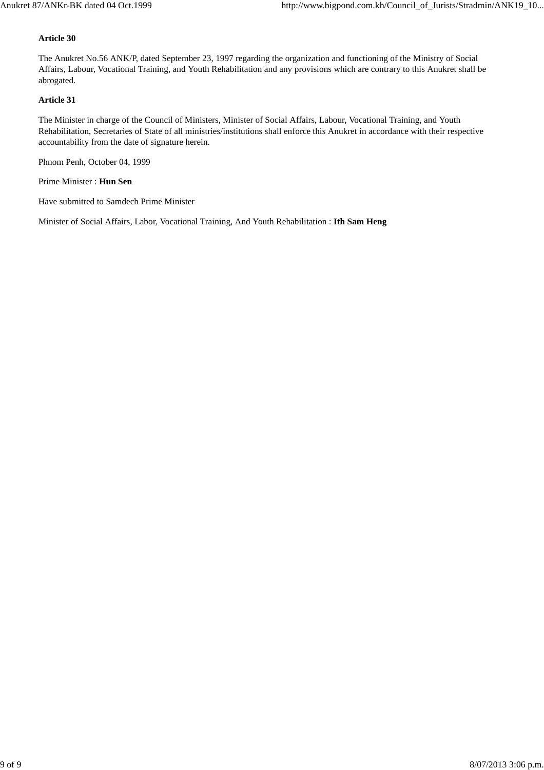**Article 30**

The Anukret No.56 ANK/P, dated September 23, 1997 regarding the organization and functioning of the Ministry of Social Affairs, Labour, Vocational Training, and Youth Rehabilitation and any provisions which are contrary to this Anukret shall be abrogated.

**Article 31**

The Minister in charge of the Council of Ministers, Minister of Social Affairs, Labour, Vocational Training, and Youth Rehabilitation, Secretaries of State of all ministries/institutions shall enforce this Anukret in accordance with their respective accountability from the date of signature herein.

Phnom Penh, October 04, 1999

Prime Minister : **Hun Sen**

Have submitted to Samdech Prime Minister

Minister of Social Affairs, Labor, Vocational Training, And Youth Rehabilitation : **Ith Sam Heng**